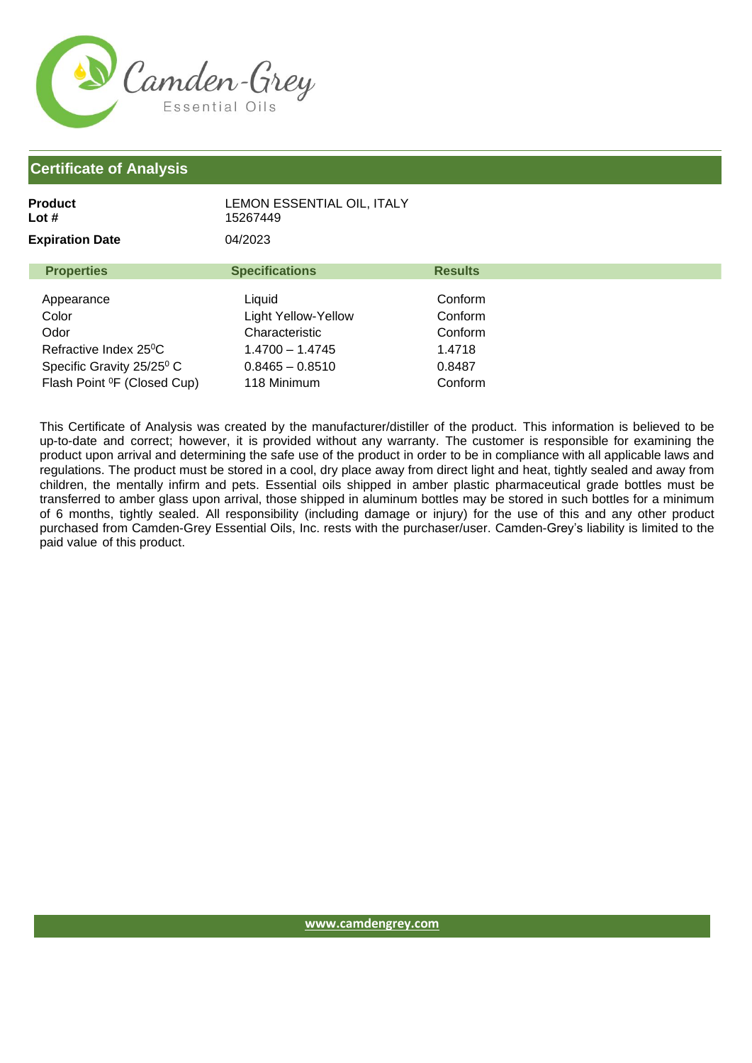Camden-Grey
Essential Oils

## Certificate of Analysis

**Product** LEMON ESSENTIAL OIL, ITALY
**Lot #** 15267449

**Expiration Date** 04/2023

| Properties | Specifications | Results |
|---|---|---|
| Appearance | Liquid | Conform |
| Color | Light Yellow-Yellow | Conform |
| Odor | Characteristic | Conform |
| Refractive Index 25$^0$C | 1.4700 – 1.4745 | 1.4718 |
| Specific Gravity 25/25$^0$ C | 0.8465 – 0.8510 | 0.8487 |
| Flash Point $^0$F (Closed Cup) | 118 Minimum | Conform |

This Certificate of Analysis was created by the manufacturer/distiller of the product. This information is believed to be up-to-date and correct; however, it is provided without any warranty. The customer is responsible for examining the product upon arrival and determining the safe use of the product in order to be in compliance with all applicable laws and regulations. The product must be stored in a cool, dry place away from direct light and heat, tightly sealed and away from children, the mentally infirm and pets. Essential oils shipped in amber plastic pharmaceutical grade bottles must be transferred to amber glass upon arrival, those shipped in aluminum bottles may be stored in such bottles for a minimum of 6 months, tightly sealed. All responsibility (including damage or injury) for the use of this and any other product purchased from Camden-Grey Essential Oils, Inc. rests with the purchaser/user. Camden-Grey's liability is limited to the paid value of this product.

www.camdengrey.com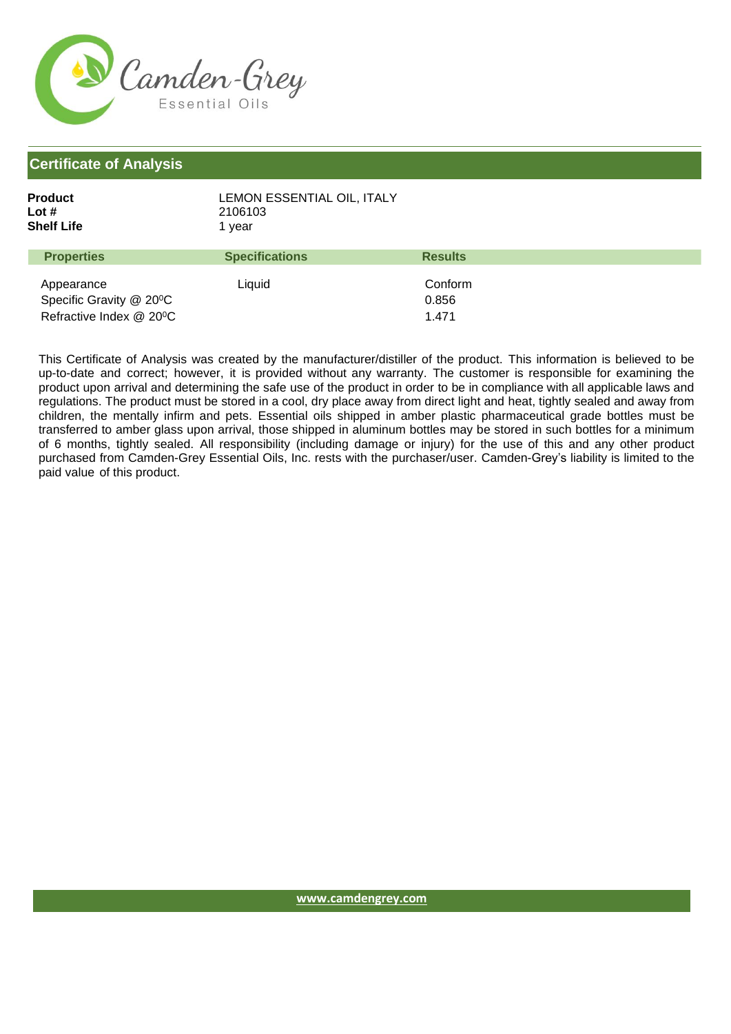Camden-Grey
Essential Oils

## Certificate of Analysis

**Product** LEMON ESSENTIAL OIL, ITALY
**Lot #** 2106103
**Shelf Life** 1 year

| Properties | Specifications | Results |
|---|---|---|
| Appearance | Liquid | Conform |
| Specific Gravity @ 20⁰C | | 0.856 |
| Refractive Index @ 20⁰C | | 1.471 |

This Certificate of Analysis was created by the manufacturer/distiller of the product. This information is believed to be up-to-date and correct; however, it is provided without any warranty. The customer is responsible for examining the product upon arrival and determining the safe use of the product in order to be in compliance with all applicable laws and regulations. The product must be stored in a cool, dry place away from direct light and heat, tightly sealed and away from children, the mentally infirm and pets. Essential oils shipped in amber plastic pharmaceutical grade bottles must be transferred to amber glass upon arrival, those shipped in aluminum bottles may be stored in such bottles for a minimum of 6 months, tightly sealed. All responsibility (including damage or injury) for the use of this and any other product purchased from Camden-Grey Essential Oils, Inc. rests with the purchaser/user. Camden-Grey's liability is limited to the paid value of this product.

www.camdengrey.com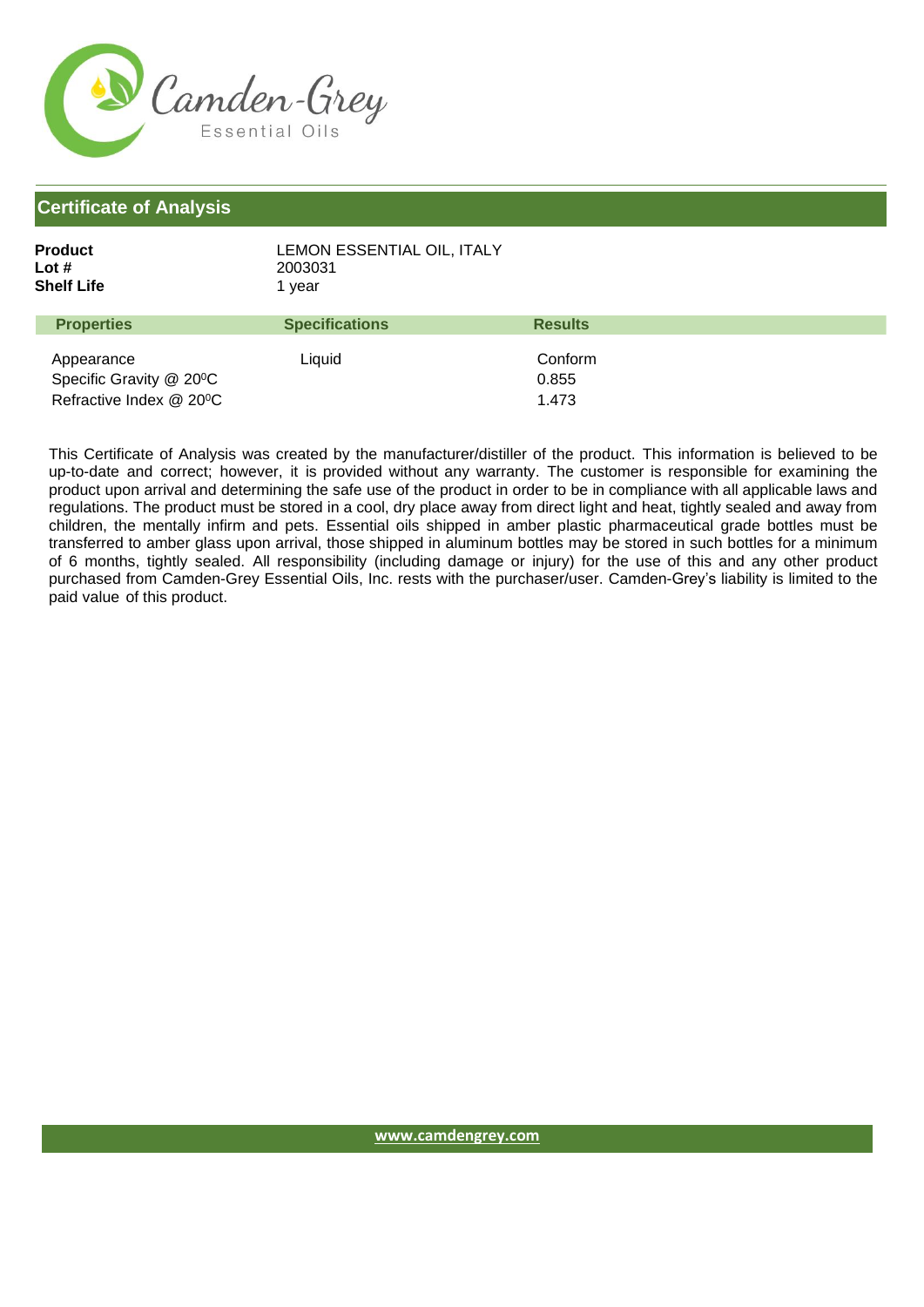Camden-Grey
Essential Oils

## Certificate of Analysis

**Product** LEMON ESSENTIAL OIL, ITALY
**Lot #** 2003031
**Shelf Life** 1 year

| Properties | Specifications | Results |
|---|---|---|
| Appearance | Liquid | Conform |
| Specific Gravity @ 20⁰C | | 0.855 |
| Refractive Index @ 20⁰C | | 1.473 |

This Certificate of Analysis was created by the manufacturer/distiller of the product. This information is believed to be up-to-date and correct; however, it is provided without any warranty. The customer is responsible for examining the product upon arrival and determining the safe use of the product in order to be in compliance with all applicable laws and regulations. The product must be stored in a cool, dry place away from direct light and heat, tightly sealed and away from children, the mentally infirm and pets. Essential oils shipped in amber plastic pharmaceutical grade bottles must be transferred to amber glass upon arrival, those shipped in aluminum bottles may be stored in such bottles for a minimum of 6 months, tightly sealed. All responsibility (including damage or injury) for the use of this and any other product purchased from Camden-Grey Essential Oils, Inc. rests with the purchaser/user. Camden-Grey's liability is limited to the paid value of this product.

www.camdengrey.com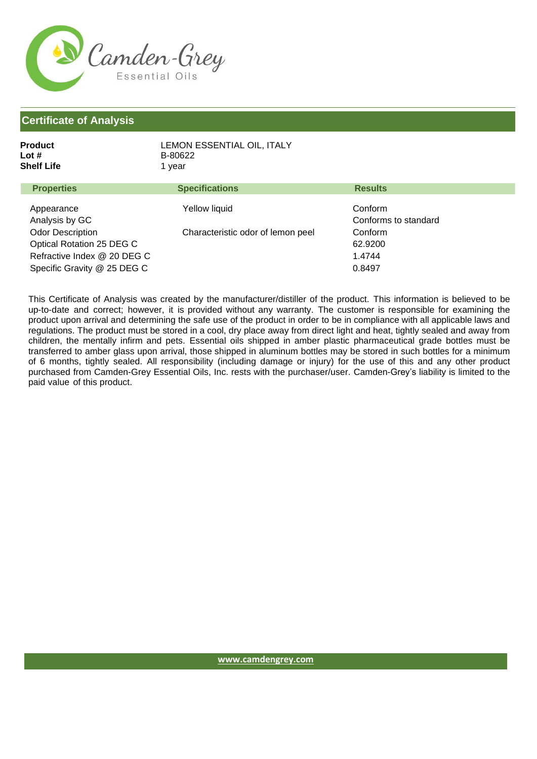Camden-Grey
Essential Oils

## Certificate of Analysis

**Product** LEMON ESSENTIAL OIL, ITALY
**Lot #** B-80622
**Shelf Life** 1 year

| Properties | Specifications | Results |
|---|---|---|
| Appearance | Yellow liquid | Conform |
| Analysis by GC | | Conforms to standard |
| Odor Description | Characteristic odor of lemon peel | Conform |
| Optical Rotation 25 DEG C | | 62.9200 |
| Refractive Index @ 20 DEG C | | 1.4744 |
| Specific Gravity @ 25 DEG C | | 0.8497 |

This Certificate of Analysis was created by the manufacturer/distiller of the product. This information is believed to be up-to-date and correct; however, it is provided without any warranty. The customer is responsible for examining the product upon arrival and determining the safe use of the product in order to be in compliance with all applicable laws and regulations. The product must be stored in a cool, dry place away from direct light and heat, tightly sealed and away from children, the mentally infirm and pets. Essential oils shipped in amber plastic pharmaceutical grade bottles must be transferred to amber glass upon arrival, those shipped in aluminum bottles may be stored in such bottles for a minimum of 6 months, tightly sealed. All responsibility (including damage or injury) for the use of this and any other product purchased from Camden-Grey Essential Oils, Inc. rests with the purchaser/user. Camden-Grey's liability is limited to the paid value of this product.

www.camdengrey.com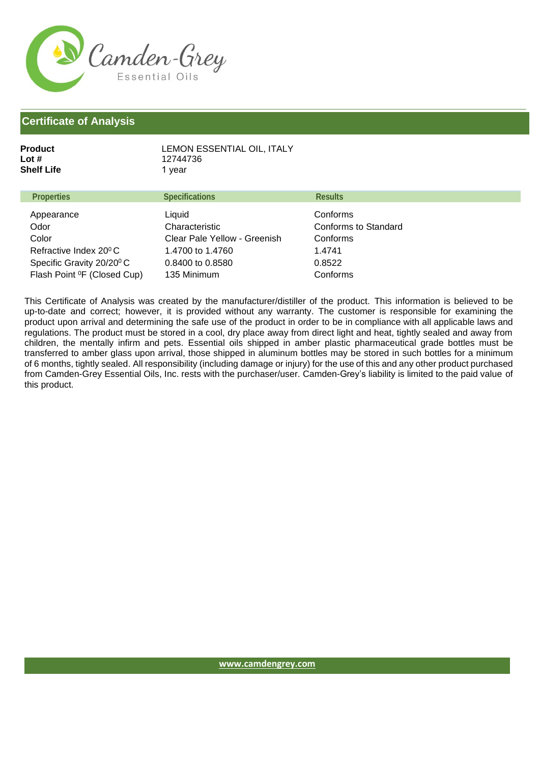Camden-Grey
Essential Oils

## Certificate of Analysis

**Product** LEMON ESSENTIAL OIL, ITALY
**Lot #** 12744736
**Shelf Life** 1 year

| Properties | Specifications | Results |
|---|---|---|
| Appearance | Liquid | Conforms |
| Odor | Characteristic | Conforms to Standard |
| Color | Clear Pale Yellow - Greenish | Conforms |
| Refractive Index 20$^0$ C | 1.4700 to 1.4760 | 1.4741 |
| Specific Gravity 20/20$^0$ C | 0.8400 to 0.8580 | 0.8522 |
| Flash Point $^0$F (Closed Cup) | 135 Minimum | Conforms |

This Certificate of Analysis was created by the manufacturer/distiller of the product. This information is believed to be up-to-date and correct; however, it is provided without any warranty. The customer is responsible for examining the product upon arrival and determining the safe use of the product in order to be in compliance with all applicable laws and regulations. The product must be stored in a cool, dry place away from direct light and heat, tightly sealed and away from children, the mentally infirm and pets. Essential oils shipped in amber plastic pharmaceutical grade bottles must be transferred to amber glass upon arrival, those shipped in aluminum bottles may be stored in such bottles for a minimum of 6 months, tightly sealed. All responsibility (including damage or injury) for the use of this and any other product purchased from Camden-Grey Essential Oils, Inc. rests with the purchaser/user. Camden-Grey's liability is limited to the paid value of this product.

www.camdengrey.com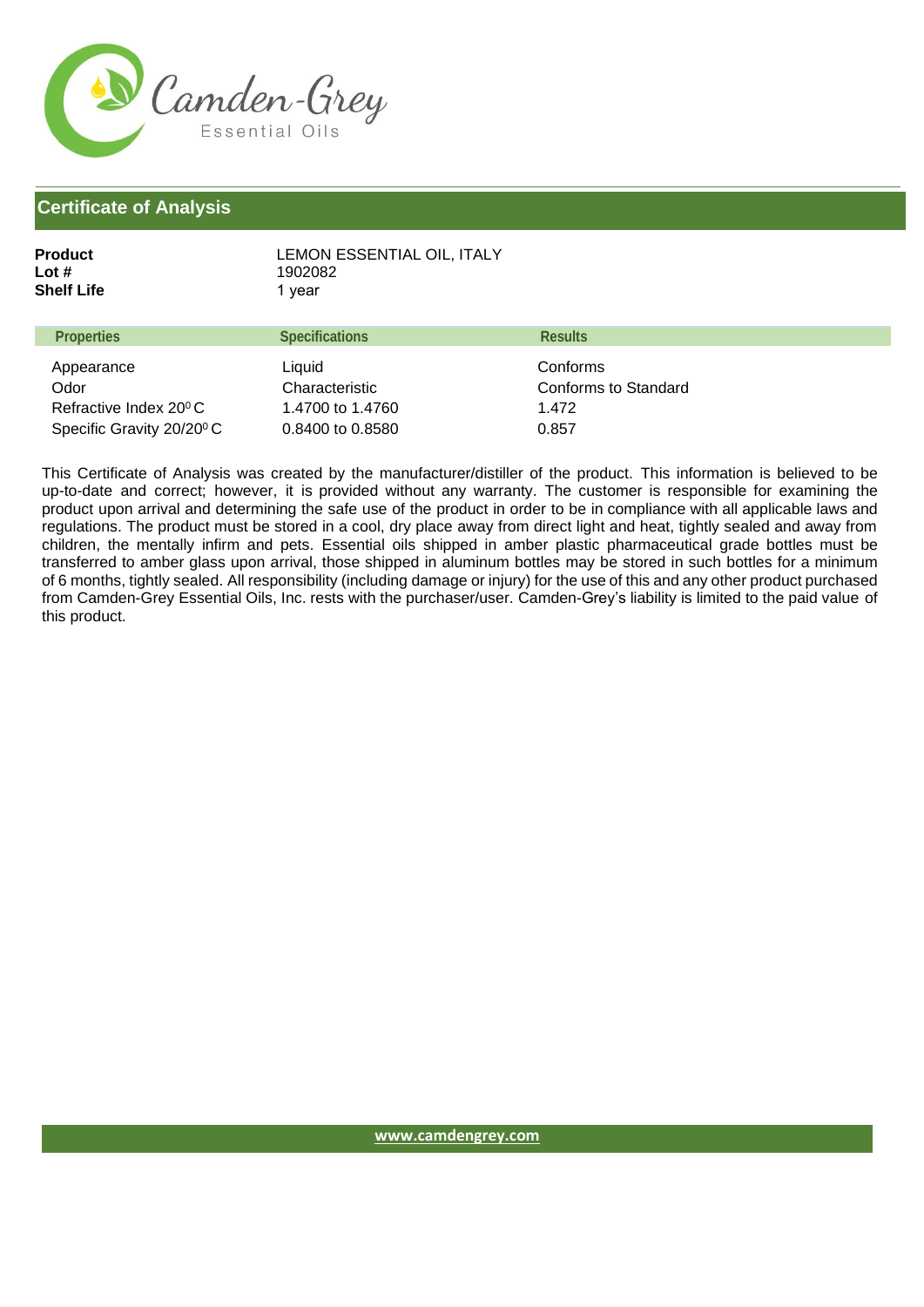Camden-Grey
Essential Oils

## Certificate of Analysis

**Product** LEMON ESSENTIAL OIL, ITALY
**Lot #** 1902082
**Shelf Life** 1 year

| Properties | Specifications | Results |
|---|---|---|
| Appearance | Liquid | Conforms |
| Odor | Characteristic | Conforms to Standard |
| Refractive Index 20$^0$ C | 1.4700 to 1.4760 | 1.472 |
| Specific Gravity 20/20$^0$ C | 0.8400 to 0.8580 | 0.857 |

This Certificate of Analysis was created by the manufacturer/distiller of the product. This information is believed to be up-to-date and correct; however, it is provided without any warranty. The customer is responsible for examining the product upon arrival and determining the safe use of the product in order to be in compliance with all applicable laws and regulations. The product must be stored in a cool, dry place away from direct light and heat, tightly sealed and away from children, the mentally infirm and pets. Essential oils shipped in amber plastic pharmaceutical grade bottles must be transferred to amber glass upon arrival, those shipped in aluminum bottles may be stored in such bottles for a minimum of 6 months, tightly sealed. All responsibility (including damage or injury) for the use of this and any other product purchased from Camden-Grey Essential Oils, Inc. rests with the purchaser/user. Camden-Grey's liability is limited to the paid value of this product.

www.camdengrey.com